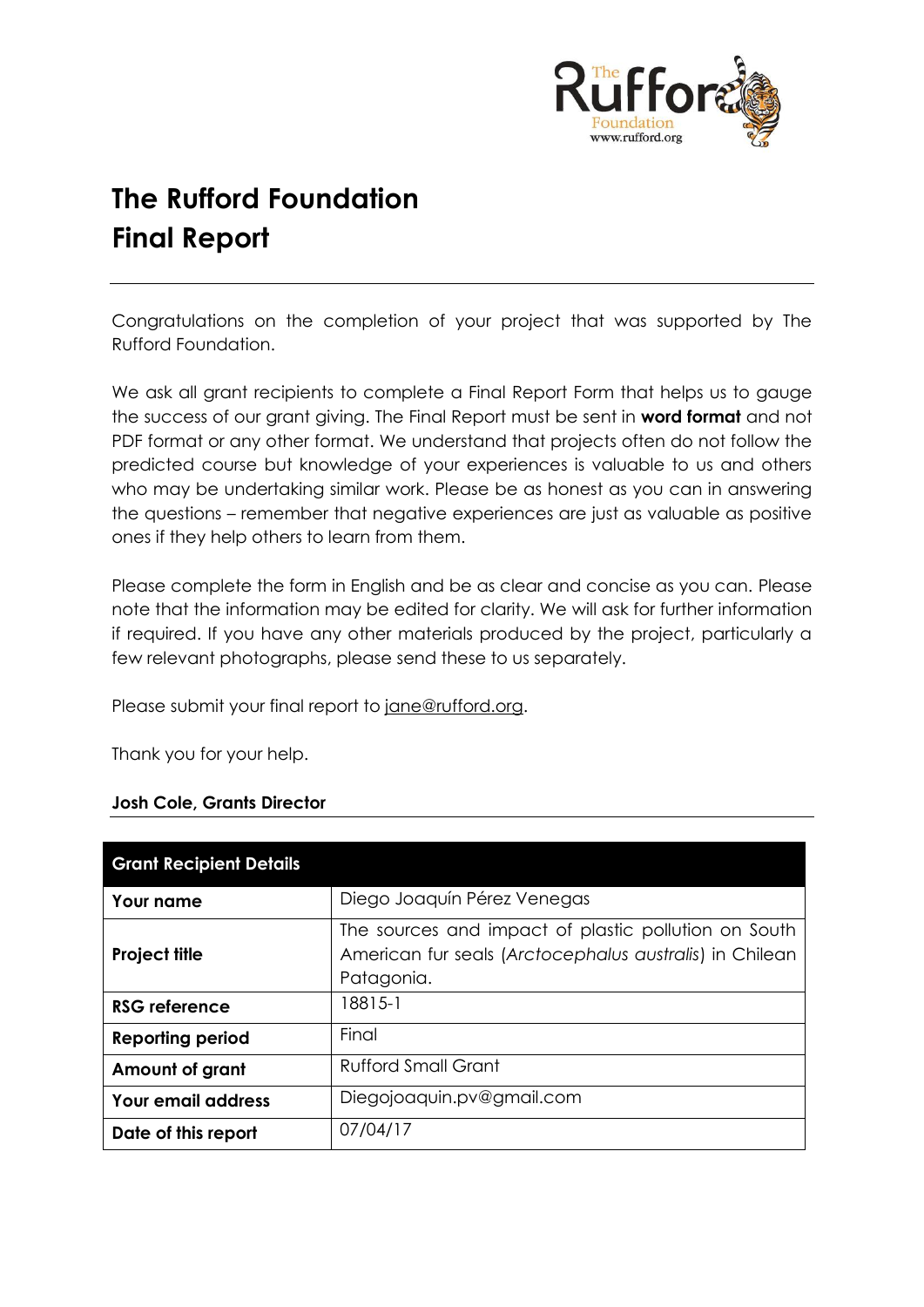# The Rufford Foundation
# Final Report

---

Congratulations on the completion of your project that was supported by The Rufford Foundation.

We ask all grant recipients to complete a Final Report Form that helps us to gauge the success of our grant giving. The Final Report must be sent in **word format** and not PDF format or any other format. We understand that projects often do not follow the predicted course but knowledge of your experiences is valuable to us and others who may be undertaking similar work. Please be as honest as you can in answering the questions – remember that negative experiences are just as valuable as positive ones if they help others to learn from them.

Please complete the form in English and be as clear and concise as you can. Please note that the information may be edited for clarity. We will ask for further information if required. If you have any other materials produced by the project, particularly a few relevant photographs, please send these to us separately.

Please submit your final report to jane@rufford.org.

Thank you for your help.

**Josh Cole, Grants Director**

| Grant Recipient Details | |
|---|---|
| **Your name** | Diego Joaquín Pérez Venegas |
| **Project title** | The sources and impact of plastic pollution on South American fur seals (*Arctocephalus australis*) in Chilean Patagonia. |
| **RSG reference** | 18815-1 |
| **Reporting period** | Final |
| **Amount of grant** | Rufford Small Grant |
| **Your email address** | Diegojoaquin.pv@gmail.com |
| **Date of this report** | 07/04/17 |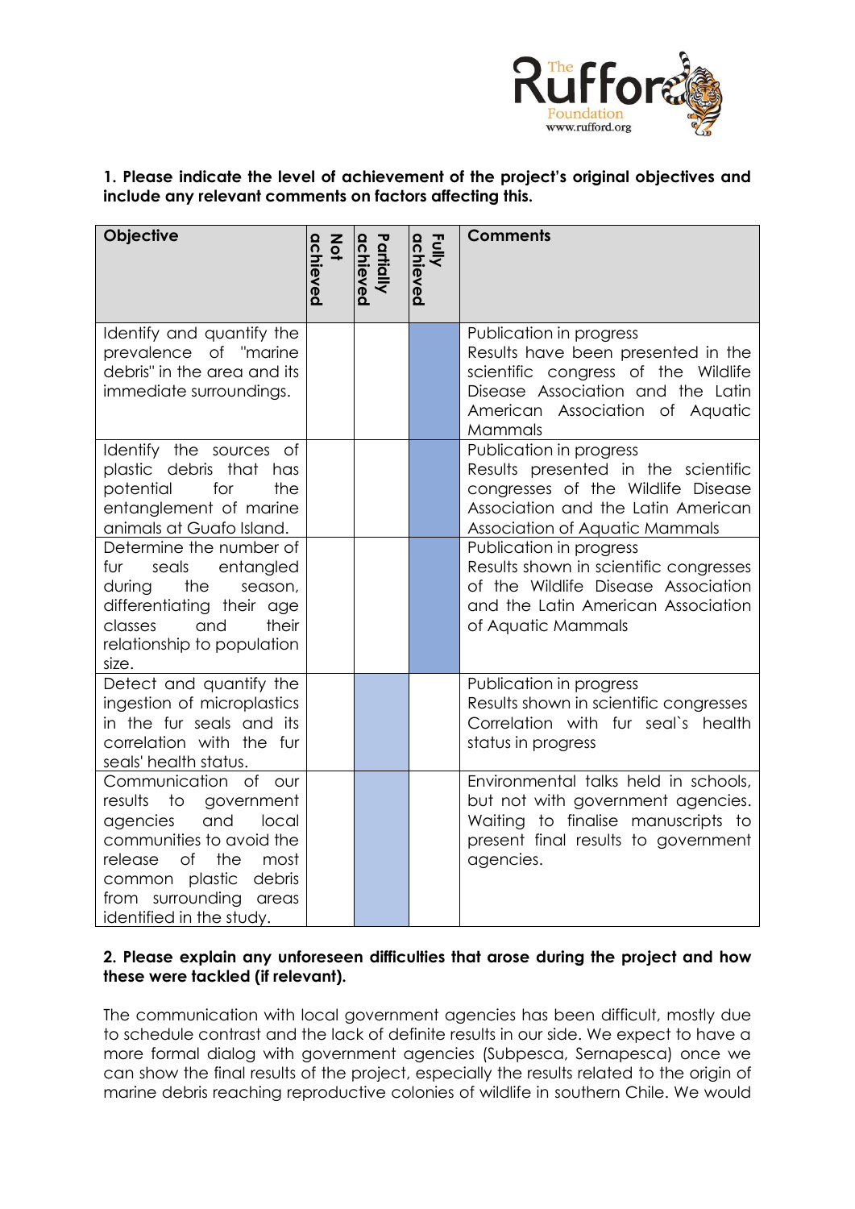**1. Please indicate the level of achievement of the project's original objectives and include any relevant comments on factors affecting this.**

| Objective | Not achieved | Partially achieved | Fully achieved | Comments |
|---|---|---|---|---|
| Identify and quantify the prevalence of "marine debris" in the area and its immediate surroundings. | | | X | Publication in progress<br>Results have been presented in the scientific congress of the Wildlife Disease Association and the Latin American Association of Aquatic Mammals |
| Identify the sources of plastic debris that has potential for the entanglement of marine animals at Guafo Island. | | | X | Publication in progress<br>Results presented in the scientific congresses of the Wildlife Disease Association and the Latin American Association of Aquatic Mammals |
| Determine the number of fur seals entangled during the season, differentiating their age classes and their relationship to population size. | | | X | Publication in progress<br>Results shown in scientific congresses of the Wildlife Disease Association and the Latin American Association of Aquatic Mammals |
| Detect and quantify the ingestion of microplastics in the fur seals and its correlation with the fur seals' health status. | | X | | Publication in progress<br>Results shown in scientific congresses<br>Correlation with fur seal`s health status in progress |
| Communication of our results to government agencies and local communities to avoid the release of the most common plastic debris from surrounding areas identified in the study. | | X | | Environmental talks held in schools, but not with government agencies. Waiting to finalise manuscripts to present final results to government agencies. |

**2. Please explain any unforeseen difficulties that arose during the project and how these were tackled (if relevant).**

The communication with local government agencies has been difficult, mostly due to schedule contrast and the lack of definite results in our side. We expect to have a more formal dialog with government agencies (Subpesca, Sernapesca) once we can show the final results of the project, especially the results related to the origin of marine debris reaching reproductive colonies of wildlife in southern Chile. We would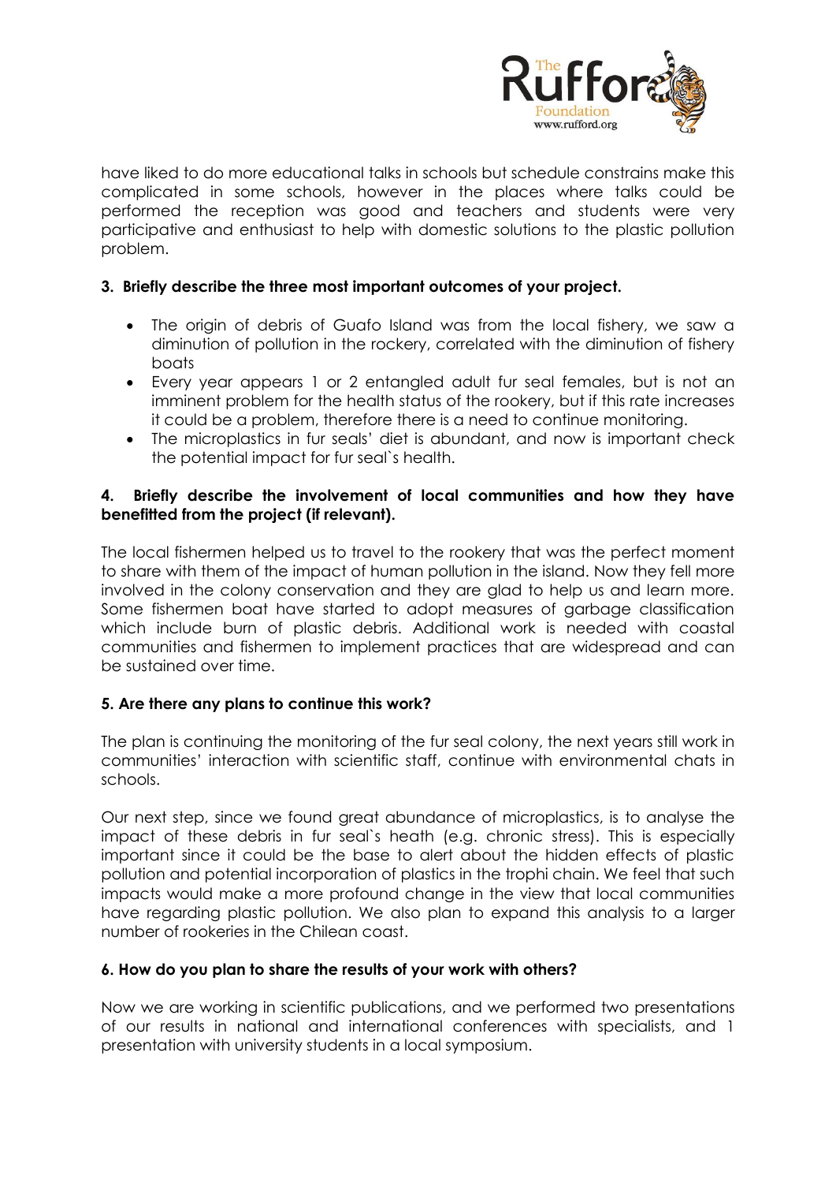have liked to do more educational talks in schools but schedule constrains make this complicated in some schools, however in the places where talks could be performed the reception was good and teachers and students were very participative and enthusiast to help with domestic solutions to the plastic pollution problem.

**3. Briefly describe the three most important outcomes of your project.**

- The origin of debris of Guafo Island was from the local fishery, we saw a diminution of pollution in the rockery, correlated with the diminution of fishery boats
- Every year appears 1 or 2 entangled adult fur seal females, but is not an imminent problem for the health status of the rookery, but if this rate increases it could be a problem, therefore there is a need to continue monitoring.
- The microplastics in fur seals' diet is abundant, and now is important check the potential impact for fur seal`s health.

**4. Briefly describe the involvement of local communities and how they have benefitted from the project (if relevant).**

The local fishermen helped us to travel to the rookery that was the perfect moment to share with them of the impact of human pollution in the island. Now they fell more involved in the colony conservation and they are glad to help us and learn more. Some fishermen boat have started to adopt measures of garbage classification which include burn of plastic debris. Additional work is needed with coastal communities and fishermen to implement practices that are widespread and can be sustained over time.

**5. Are there any plans to continue this work?**

The plan is continuing the monitoring of the fur seal colony, the next years still work in communities' interaction with scientific staff, continue with environmental chats in schools.

Our next step, since we found great abundance of microplastics, is to analyse the impact of these debris in fur seal`s heath (e.g. chronic stress). This is especially important since it could be the base to alert about the hidden effects of plastic pollution and potential incorporation of plastics in the trophi chain. We feel that such impacts would make a more profound change in the view that local communities have regarding plastic pollution. We also plan to expand this analysis to a larger number of rookeries in the Chilean coast.

**6. How do you plan to share the results of your work with others?**

Now we are working in scientific publications, and we performed two presentations of our results in national and international conferences with specialists, and 1 presentation with university students in a local symposium.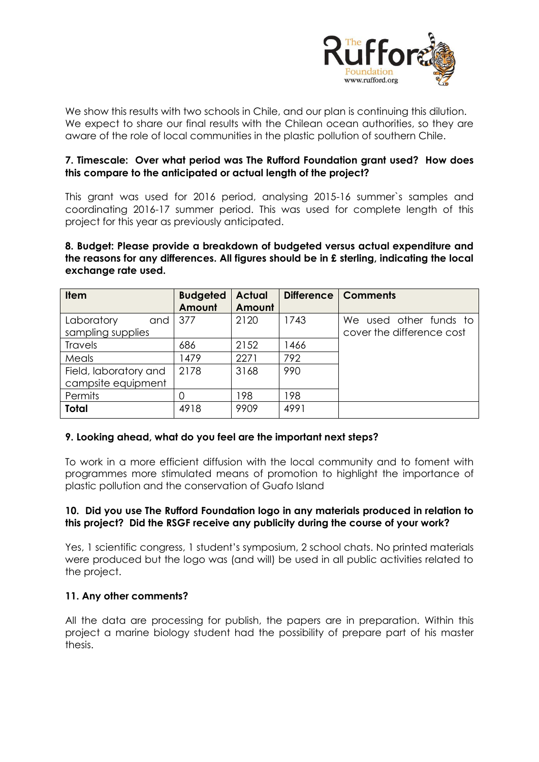We show this results with two schools in Chile, and our plan is continuing this dilution. We expect to share our final results with the Chilean ocean authorities, so they are aware of the role of local communities in the plastic pollution of southern Chile.

**7. Timescale: Over what period was The Rufford Foundation grant used? How does this compare to the anticipated or actual length of the project?**

This grant was used for 2016 period, analysing 2015-16 summer`s samples and coordinating 2016-17 summer period. This was used for complete length of this project for this year as previously anticipated.

**8. Budget: Please provide a breakdown of budgeted versus actual expenditure and the reasons for any differences. All figures should be in £ sterling, indicating the local exchange rate used.**

| Item | Budgeted Amount | Actual Amount | Difference | Comments |
|---|---|---|---|---|
| Laboratory and sampling supplies | 377 | 2120 | 1743 | We used other funds to cover the difference cost |
| Travels | 686 | 2152 | 1466 | |
| Meals | 1479 | 2271 | 792 | |
| Field, laboratory and campsite equipment | 2178 | 3168 | 990 | |
| Permits | 0 | 198 | 198 | |
| **Total** | 4918 | 9909 | 4991 | |

**9. Looking ahead, what do you feel are the important next steps?**

To work in a more efficient diffusion with the local community and to foment with programmes more stimulated means of promotion to highlight the importance of plastic pollution and the conservation of Guafo Island

**10. Did you use The Rufford Foundation logo in any materials produced in relation to this project? Did the RSGF receive any publicity during the course of your work?**

Yes, 1 scientific congress, 1 student's symposium, 2 school chats. No printed materials were produced but the logo was (and will) be used in all public activities related to the project.

**11. Any other comments?**

All the data are processing for publish, the papers are in preparation. Within this project a marine biology student had the possibility of prepare part of his master thesis.